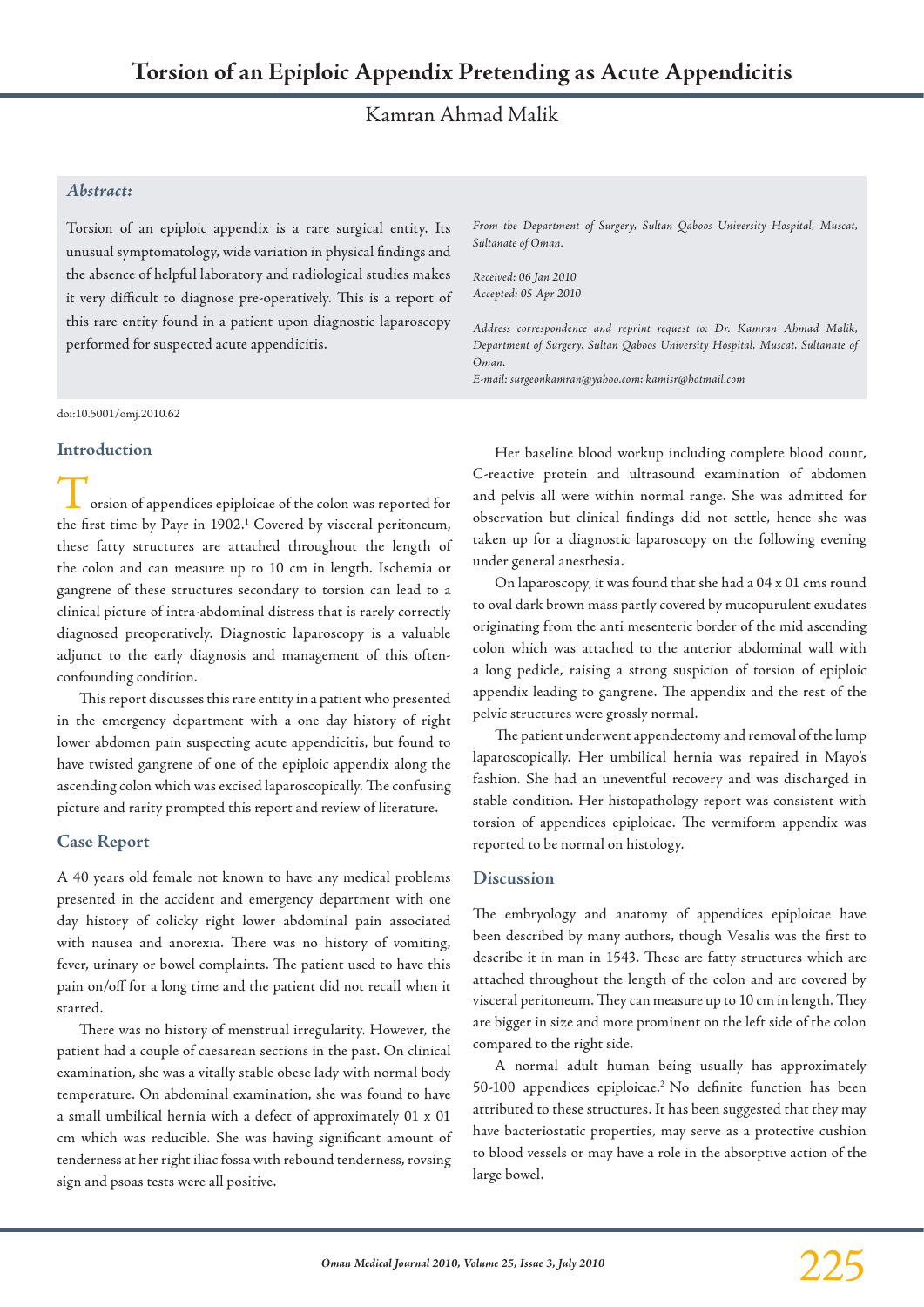# Torsion of an Epiploic Appendix Pretending as Acute Appendicitis

Kamran Ahmad Malik

### *Abstract:*

Torsion of an epiploic appendix is a rare surgical entity. Its unusual symptomatology, wide variation in physical findings and the absence of helpful laboratory and radiological studies makes it very difficult to diagnose pre-operatively. This is a report of this rare entity found in a patient upon diagnostic laparoscopy performed for suspected acute appendicitis.

*From the Department of Surgery, Sultan Qaboos University Hospital, Muscat, Sultanate of Oman.*

*Received: 06 Jan 2010*
*Accepted: 05 Apr 2010*

*Address correspondence and reprint request to: Dr. Kamran Ahmad Malik, Department of Surgery, Sultan Qaboos University Hospital, Muscat, Sultanate of Oman.*
*E-mail: surgeonkamran@yahoo.com; kamisr@hotmail.com*

doi:10.5001/omj.2010.62

## Introduction

Torsion of appendices epiploicae of the colon was reported for the first time by Payr in 1902.[1] Covered by visceral peritoneum, these fatty structures are attached throughout the length of the colon and can measure up to 10 cm in length. Ischemia or gangrene of these structures secondary to torsion can lead to a clinical picture of intra-abdominal distress that is rarely correctly diagnosed preoperatively. Diagnostic laparoscopy is a valuable adjunct to the early diagnosis and management of this often-confounding condition.

This report discusses this rare entity in a patient who presented in the emergency department with a one day history of right lower abdomen pain suspecting acute appendicitis, but found to have twisted gangrene of one of the epiploic appendix along the ascending colon which was excised laparoscopically. The confusing picture and rarity prompted this report and review of literature.

## Case Report

A 40 years old female not known to have any medical problems presented in the accident and emergency department with one day history of colicky right lower abdominal pain associated with nausea and anorexia. There was no history of vomiting, fever, urinary or bowel complaints. The patient used to have this pain on/off for a long time and the patient did not recall when it started.

There was no history of menstrual irregularity. However, the patient had a couple of caesarean sections in the past. On clinical examination, she was a vitally stable obese lady with normal body temperature. On abdominal examination, she was found to have a small umbilical hernia with a defect of approximately 01 x 01 cm which was reducible. She was having significant amount of tenderness at her right iliac fossa with rebound tenderness, rovsing sign and psoas tests were all positive.

Her baseline blood workup including complete blood count, C-reactive protein and ultrasound examination of abdomen and pelvis all were within normal range. She was admitted for observation but clinical findings did not settle, hence she was taken up for a diagnostic laparoscopy on the following evening under general anesthesia.

On laparoscopy, it was found that she had a 04 x 01 cms round to oval dark brown mass partly covered by mucopurulent exudates originating from the anti mesenteric border of the mid ascending colon which was attached to the anterior abdominal wall with a long pedicle, raising a strong suspicion of torsion of epiploic appendix leading to gangrene. The appendix and the rest of the pelvic structures were grossly normal.

The patient underwent appendectomy and removal of the lump laparoscopically. Her umbilical hernia was repaired in Mayo's fashion. She had an uneventful recovery and was discharged in stable condition. Her histopathology report was consistent with torsion of appendices epiploicae. The vermiform appendix was reported to be normal on histology.

## Discussion

The embryology and anatomy of appendices epiploicae have been described by many authors, though Vesalis was the first to describe it in man in 1543. These are fatty structures which are attached throughout the length of the colon and are covered by visceral peritoneum. They can measure up to 10 cm in length. They are bigger in size and more prominent on the left side of the colon compared to the right side.

A normal adult human being usually has approximately 50-100 appendices epiploicae.[2] No definite function has been attributed to these structures. It has been suggested that they may have bacteriostatic properties, may serve as a protective cushion to blood vessels or may have a role in the absorptive action of the large bowel.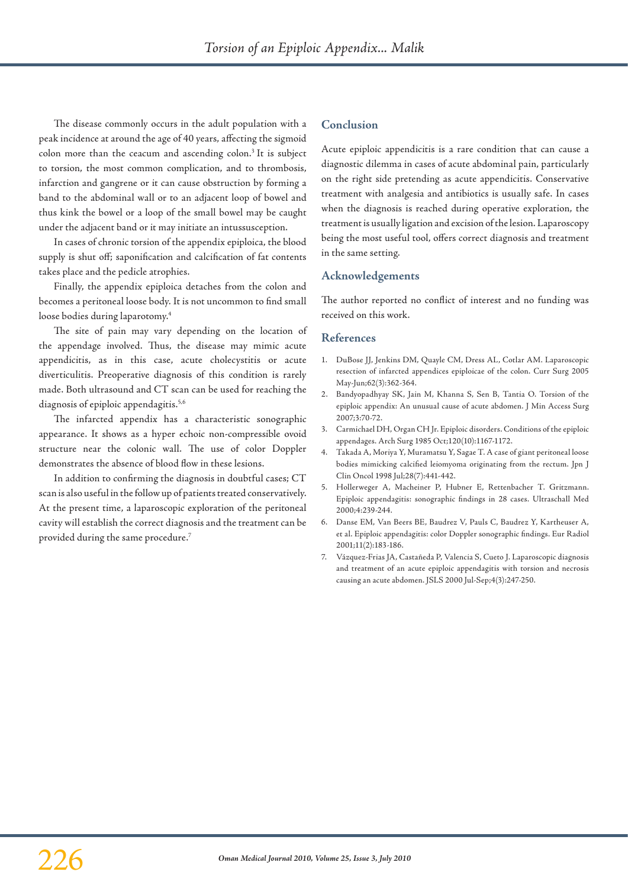The disease commonly occurs in the adult population with a peak incidence at around the age of 40 years, affecting the sigmoid colon more than the ceacum and ascending colon.[3] It is subject to torsion, the most common complication, and to thrombosis, infarction and gangrene or it can cause obstruction by forming a band to the abdominal wall or to an adjacent loop of bowel and thus kink the bowel or a loop of the small bowel may be caught under the adjacent band or it may initiate an intussusception.

In cases of chronic torsion of the appendix epiploica, the blood supply is shut off; saponification and calcification of fat contents takes place and the pedicle atrophies.

Finally, the appendix epiploica detaches from the colon and becomes a peritoneal loose body. It is not uncommon to find small loose bodies during laparotomy.[4]

The site of pain may vary depending on the location of the appendage involved. Thus, the disease may mimic acute appendicitis, as in this case, acute cholecystitis or acute diverticulitis. Preoperative diagnosis of this condition is rarely made. Both ultrasound and CT scan can be used for reaching the diagnosis of epiploic appendagitis.[5,6]

The infarcted appendix has a characteristic sonographic appearance. It shows as a hyper echoic non-compressible ovoid structure near the colonic wall. The use of color Doppler demonstrates the absence of blood flow in these lesions.

In addition to confirming the diagnosis in doubtful cases; CT scan is also useful in the follow up of patients treated conservatively. At the present time, a laparoscopic exploration of the peritoneal cavity will establish the correct diagnosis and the treatment can be provided during the same procedure.[7]

## Conclusion

Acute epiploic appendicitis is a rare condition that can cause a diagnostic dilemma in cases of acute abdominal pain, particularly on the right side pretending as acute appendicitis. Conservative treatment with analgesia and antibiotics is usually safe. In cases when the diagnosis is reached during operative exploration, the treatment is usually ligation and excision of the lesion. Laparoscopy being the most useful tool, offers correct diagnosis and treatment in the same setting.

## Acknowledgements

The author reported no conflict of interest and no funding was received on this work.

## References

1. DuBose JJ, Jenkins DM, Quayle CM, Dress AL, Cotlar AM. Laparoscopic resection of infarcted appendices epiploicae of the colon. Curr Surg 2005 May-Jun;62(3):362-364.
2. Bandyopadhyay SK, Jain M, Khanna S, Sen B, Tantia O. Torsion of the epiploic appendix: An unusual cause of acute abdomen. J Min Access Surg 2007;3:70-72.
3. Carmichael DH, Organ CH Jr. Epiploic disorders. Conditions of the epiploic appendages. Arch Surg 1985 Oct;120(10):1167-1172.
4. Takada A, Moriya Y, Muramatsu Y, Sagae T. A case of giant peritoneal loose bodies mimicking calcified leiomyoma originating from the rectum. Jpn J Clin Oncol 1998 Jul;28(7):441-442.
5. Hollerweger A, Macheiner P, Hubner E, Rettenbacher T. Gritzmann. Epiploic appendagitis: sonographic findings in 28 cases. Ultraschall Med 2000;4:239-244.
6. Danse EM, Van Beers BE, Baudrez V, Pauls C, Baudrez Y, Kartheuser A, et al. Epiploic appendagitis: color Doppler sonographic findings. Eur Radiol 2001;11(2):183-186.
7. Vázquez-Frias JA, Castañeda P, Valencia S, Cueto J. Laparoscopic diagnosis and treatment of an acute epiploic appendagitis with torsion and necrosis causing an acute abdomen. JSLS 2000 Jul-Sep;4(3):247-250.